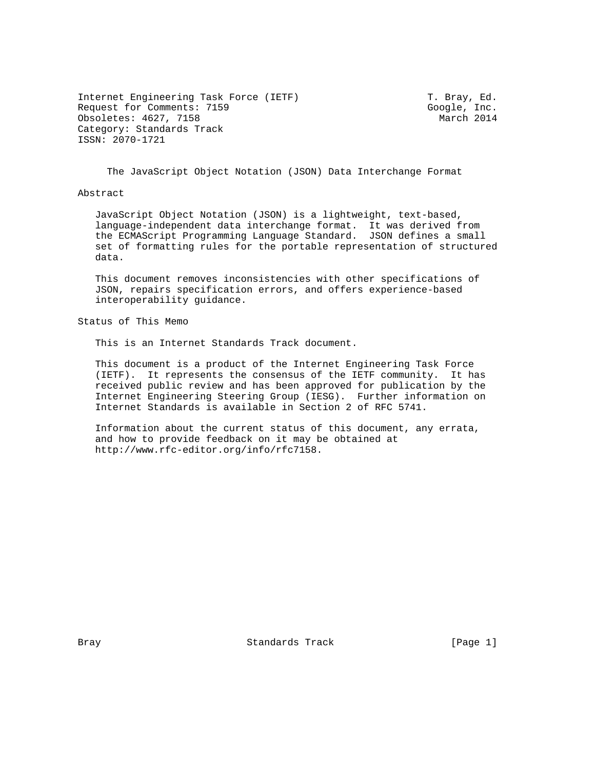Internet Engineering Task Force (IETF) — T. Bray, Ed.
Request for Comments: 7159 — Google, Inc.
Obsoletes: 4627, 7158 — March 2014
Category: Standards Track
ISSN: 2070-1721

# The JavaScript Object Notation (JSON) Data Interchange Format

## Abstract

JavaScript Object Notation (JSON) is a lightweight, text-based, language-independent data interchange format. It was derived from the ECMAScript Programming Language Standard. JSON defines a small set of formatting rules for the portable representation of structured data.

This document removes inconsistencies with other specifications of JSON, repairs specification errors, and offers experience-based interoperability guidance.

## Status of This Memo

This is an Internet Standards Track document.

This document is a product of the Internet Engineering Task Force (IETF). It represents the consensus of the IETF community. It has received public review and has been approved for publication by the Internet Engineering Steering Group (IESG). Further information on Internet Standards is available in Section 2 of RFC 5741.

Information about the current status of this document, any errata, and how to provide feedback on it may be obtained at http://www.rfc-editor.org/info/rfc7158.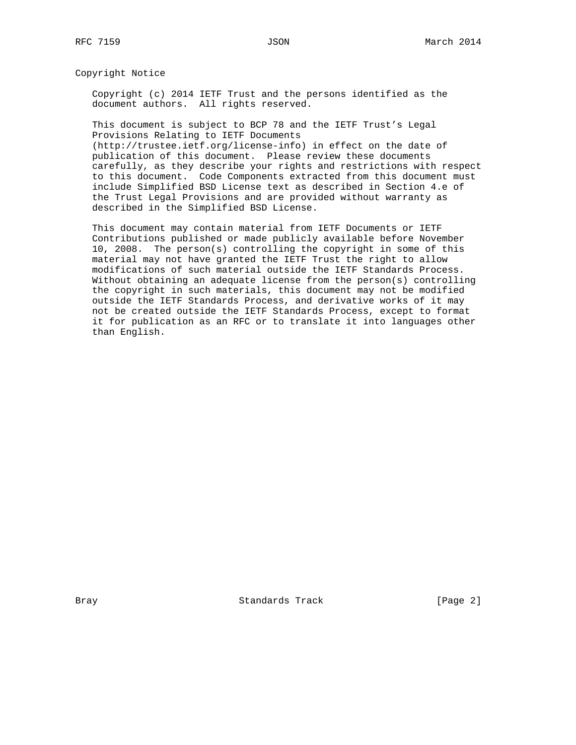## Copyright Notice

Copyright (c) 2014 IETF Trust and the persons identified as the document authors. All rights reserved.

This document is subject to BCP 78 and the IETF Trust's Legal Provisions Relating to IETF Documents (http://trustee.ietf.org/license-info) in effect on the date of publication of this document. Please review these documents carefully, as they describe your rights and restrictions with respect to this document. Code Components extracted from this document must include Simplified BSD License text as described in Section 4.e of the Trust Legal Provisions and are provided without warranty as described in the Simplified BSD License.

This document may contain material from IETF Documents or IETF Contributions published or made publicly available before November 10, 2008. The person(s) controlling the copyright in some of this material may not have granted the IETF Trust the right to allow modifications of such material outside the IETF Standards Process. Without obtaining an adequate license from the person(s) controlling the copyright in such materials, this document may not be modified outside the IETF Standards Process, and derivative works of it may not be created outside the IETF Standards Process, except to format it for publication as an RFC or to translate it into languages other than English.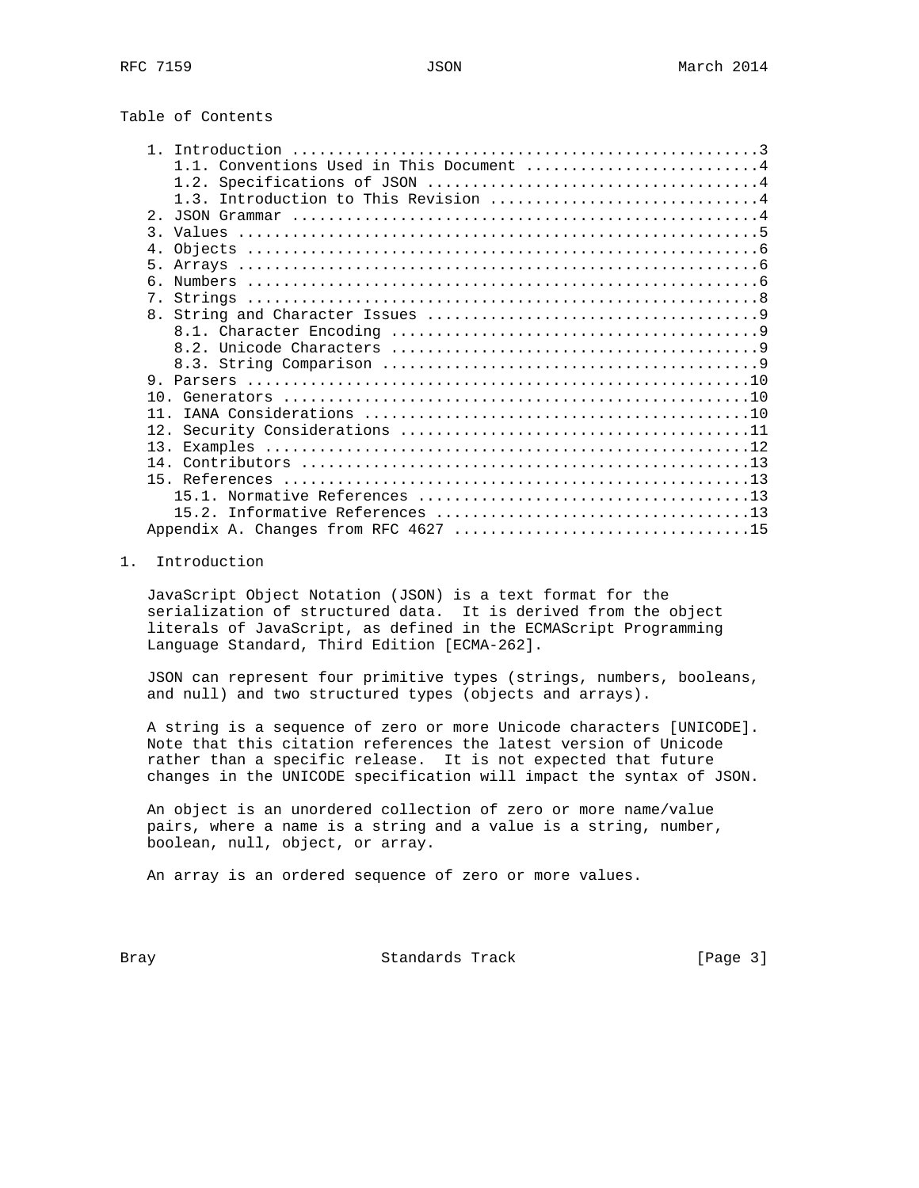## Table of Contents

- 1. Introduction ....................................................3
  - 1.1. Conventions Used in This Document ..........................4
  - 1.2. Specifications of JSON .....................................4
  - 1.3. Introduction to This Revision ..............................4
- 2. JSON Grammar ....................................................4
- 3. Values ..........................................................5
- 4. Objects .........................................................6
- 5. Arrays ..........................................................6
- 6. Numbers .........................................................6
- 7. Strings .........................................................8
- 8. String and Character Issues .....................................9
  - 8.1. Character Encoding .........................................9
  - 8.2. Unicode Characters .........................................9
  - 8.3. String Comparison ..........................................9
- 9. Parsers ........................................................10
- 10. Generators ....................................................10
- 11. IANA Considerations ...........................................10
- 12. Security Considerations .......................................11
- 13. Examples ......................................................12
- 14. Contributors ..................................................13
- 15. References ....................................................13
  - 15.1. Normative References .....................................13
  - 15.2. Informative References ...................................13
- Appendix A. Changes from RFC 4627 .................................15

# 1. Introduction

JavaScript Object Notation (JSON) is a text format for the serialization of structured data. It is derived from the object literals of JavaScript, as defined in the ECMAScript Programming Language Standard, Third Edition [ECMA-262].

JSON can represent four primitive types (strings, numbers, booleans, and null) and two structured types (objects and arrays).

A string is a sequence of zero or more Unicode characters [UNICODE]. Note that this citation references the latest version of Unicode rather than a specific release. It is not expected that future changes in the UNICODE specification will impact the syntax of JSON.

An object is an unordered collection of zero or more name/value pairs, where a name is a string and a value is a string, number, boolean, null, object, or array.

An array is an ordered sequence of zero or more values.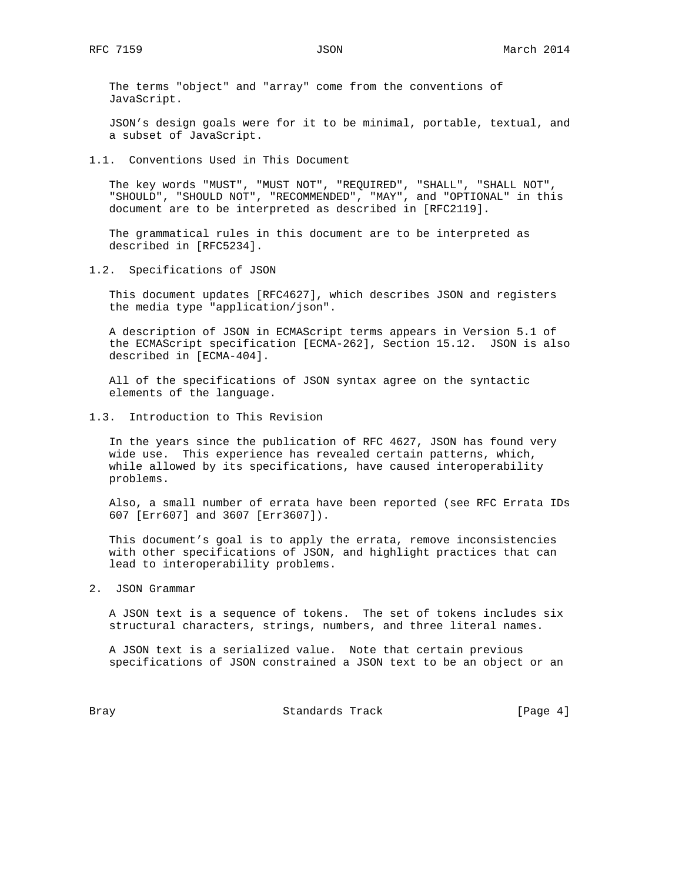The terms "object" and "array" come from the conventions of JavaScript.

JSON's design goals were for it to be minimal, portable, textual, and a subset of JavaScript.

### 1.1. Conventions Used in This Document

The key words "MUST", "MUST NOT", "REQUIRED", "SHALL", "SHALL NOT", "SHOULD", "SHOULD NOT", "RECOMMENDED", "MAY", and "OPTIONAL" in this document are to be interpreted as described in [RFC2119].

The grammatical rules in this document are to be interpreted as described in [RFC5234].

### 1.2. Specifications of JSON

This document updates [RFC4627], which describes JSON and registers the media type "application/json".

A description of JSON in ECMAScript terms appears in Version 5.1 of the ECMAScript specification [ECMA-262], Section 15.12. JSON is also described in [ECMA-404].

All of the specifications of JSON syntax agree on the syntactic elements of the language.

### 1.3. Introduction to This Revision

In the years since the publication of RFC 4627, JSON has found very wide use. This experience has revealed certain patterns, which, while allowed by its specifications, have caused interoperability problems.

Also, a small number of errata have been reported (see RFC Errata IDs 607 [Err607] and 3607 [Err3607]).

This document's goal is to apply the errata, remove inconsistencies with other specifications of JSON, and highlight practices that can lead to interoperability problems.

## 2. JSON Grammar

A JSON text is a sequence of tokens. The set of tokens includes six structural characters, strings, numbers, and three literal names.

A JSON text is a serialized value. Note that certain previous specifications of JSON constrained a JSON text to be an object or an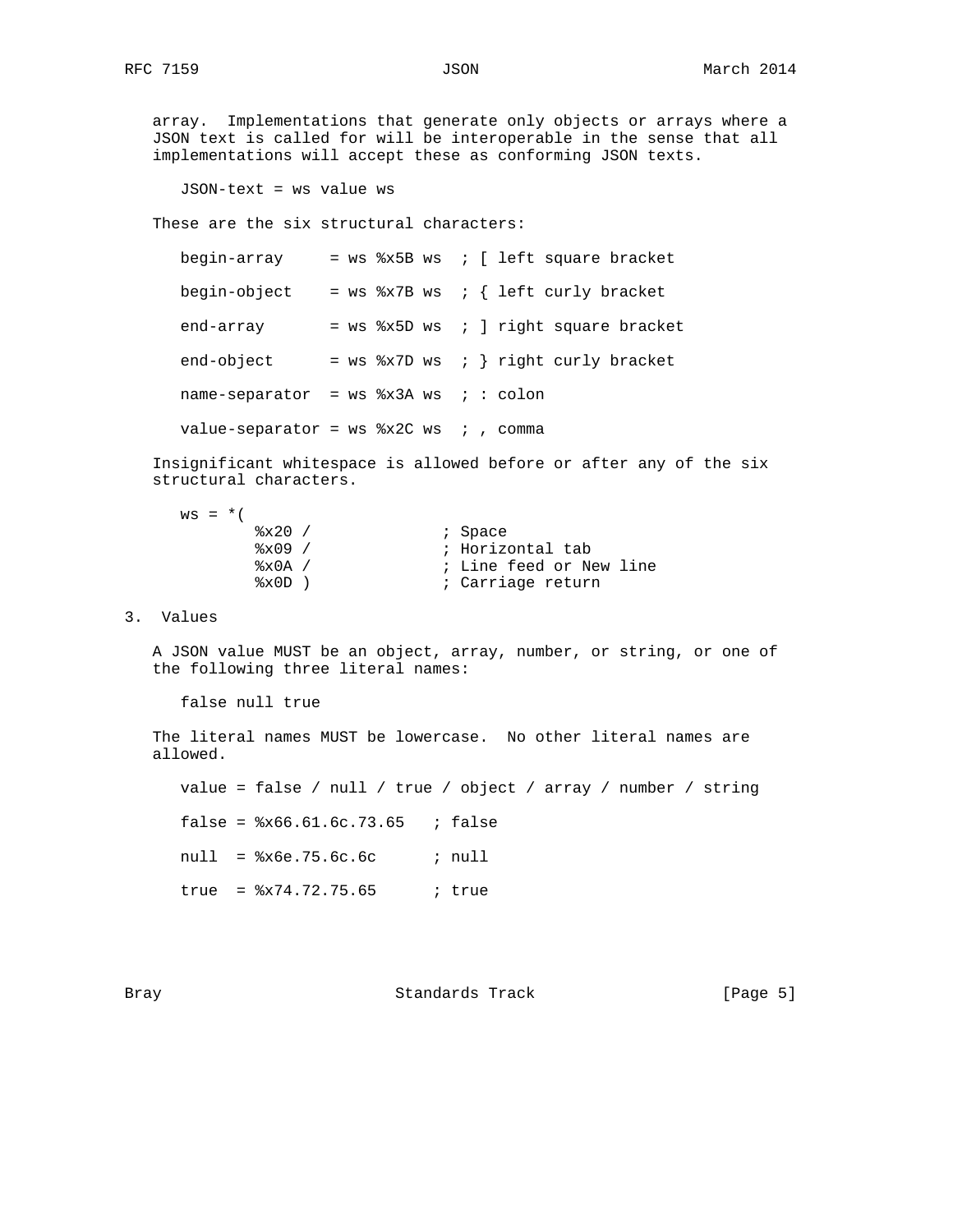array. Implementations that generate only objects or arrays where a JSON text is called for will be interoperable in the sense that all implementations will accept these as conforming JSON texts.

```
JSON-text = ws value ws
```

These are the six structural characters:

```
begin-array     = ws %x5B ws  ; [ left square bracket

begin-object    = ws %x7B ws  ; { left curly bracket

end-array       = ws %x5D ws  ; ] right square bracket

end-object      = ws %x7D ws  ; } right curly bracket

name-separator  = ws %x3A ws  ; : colon

value-separator = ws %x2C ws  ; , comma
```

Insignificant whitespace is allowed before or after any of the six structural characters.

```
ws = *(
        %x20 /              ; Space
        %x09 /              ; Horizontal tab
        %x0A /              ; Line feed or New line
        %x0D )              ; Carriage return
```

## 3. Values

A JSON value MUST be an object, array, number, or string, or one of the following three literal names:

```
false null true
```

The literal names MUST be lowercase. No other literal names are allowed.

```
value = false / null / true / object / array / number / string

false = %x66.61.6c.73.65   ; false

null  = %x6e.75.6c.6c      ; null

true  = %x74.72.75.65      ; true
```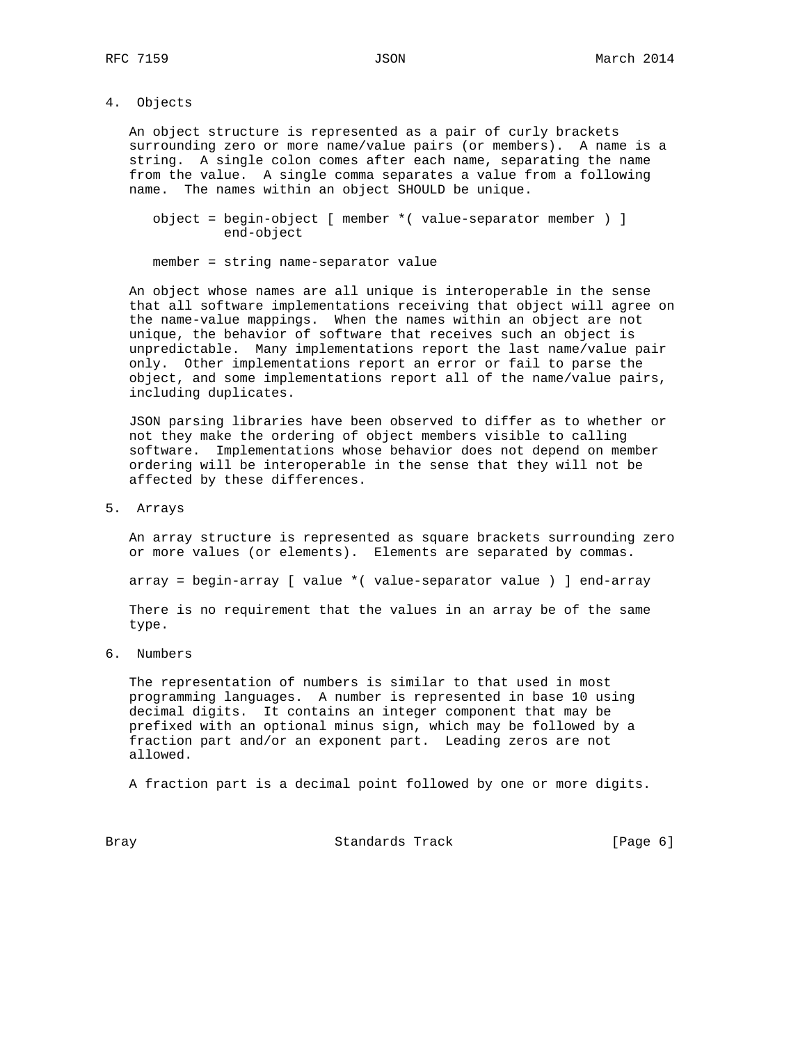## 4. Objects

An object structure is represented as a pair of curly brackets surrounding zero or more name/value pairs (or members). A name is a string. A single colon comes after each name, separating the name from the value. A single comma separates a value from a following name. The names within an object SHOULD be unique.

```
object = begin-object [ member *( value-separator member ) ]
         end-object

member = string name-separator value
```

An object whose names are all unique is interoperable in the sense that all software implementations receiving that object will agree on the name-value mappings. When the names within an object are not unique, the behavior of software that receives such an object is unpredictable. Many implementations report the last name/value pair only. Other implementations report an error or fail to parse the object, and some implementations report all of the name/value pairs, including duplicates.

JSON parsing libraries have been observed to differ as to whether or not they make the ordering of object members visible to calling software. Implementations whose behavior does not depend on member ordering will be interoperable in the sense that they will not be affected by these differences.

## 5. Arrays

An array structure is represented as square brackets surrounding zero or more values (or elements). Elements are separated by commas.

```
array = begin-array [ value *( value-separator value ) ] end-array
```

There is no requirement that the values in an array be of the same type.

## 6. Numbers

The representation of numbers is similar to that used in most programming languages. A number is represented in base 10 using decimal digits. It contains an integer component that may be prefixed with an optional minus sign, which may be followed by a fraction part and/or an exponent part. Leading zeros are not allowed.

A fraction part is a decimal point followed by one or more digits.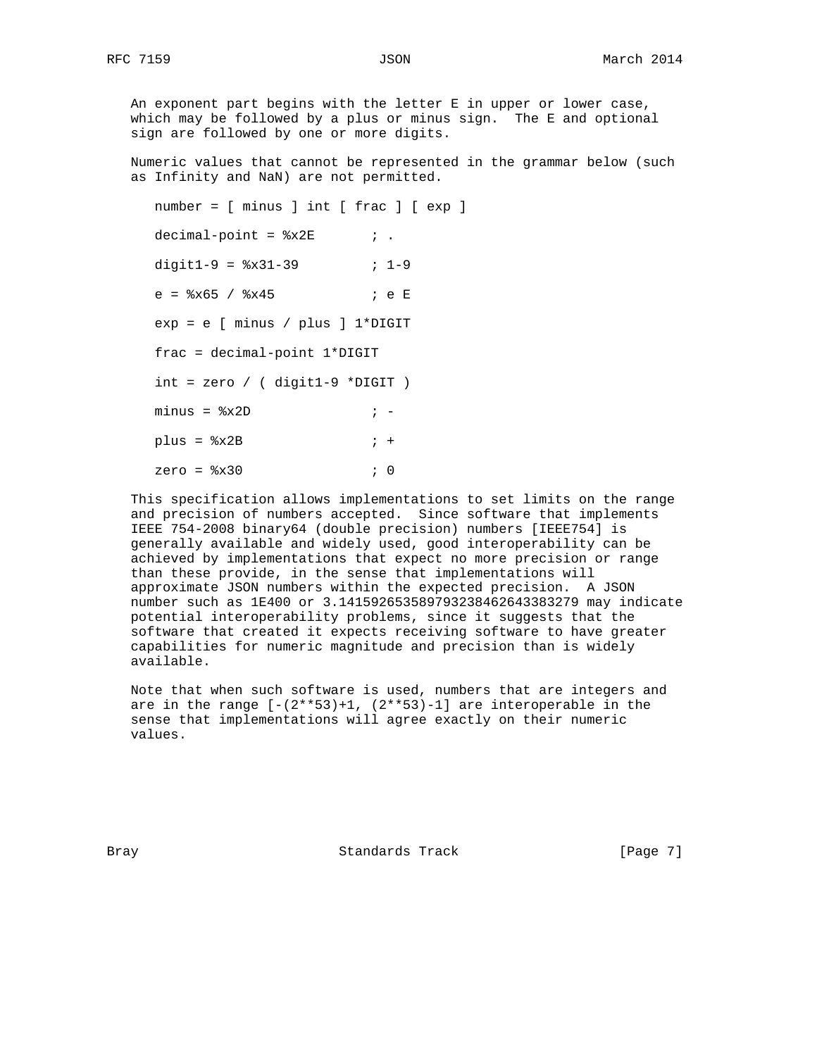An exponent part begins with the letter E in upper or lower case, which may be followed by a plus or minus sign. The E and optional sign are followed by one or more digits.

Numeric values that cannot be represented in the grammar below (such as Infinity and NaN) are not permitted.

```
number = [ minus ] int [ frac ] [ exp ]

decimal-point = %x2E       ; .

digit1-9 = %x31-39         ; 1-9

e = %x65 / %x45            ; e E

exp = e [ minus / plus ] 1*DIGIT

frac = decimal-point 1*DIGIT

int = zero / ( digit1-9 *DIGIT )

minus = %x2D               ; -

plus = %x2B                ; +

zero = %x30                ; 0
```

This specification allows implementations to set limits on the range and precision of numbers accepted. Since software that implements IEEE 754-2008 binary64 (double precision) numbers [IEEE754] is generally available and widely used, good interoperability can be achieved by implementations that expect no more precision or range than these provide, in the sense that implementations will approximate JSON numbers within the expected precision. A JSON number such as 1E400 or 3.141592653589793238462643383279 may indicate potential interoperability problems, since it suggests that the software that created it expects receiving software to have greater capabilities for numeric magnitude and precision than is widely available.

Note that when such software is used, numbers that are integers and are in the range [-(2**53)+1, (2**53)-1] are interoperable in the sense that implementations will agree exactly on their numeric values.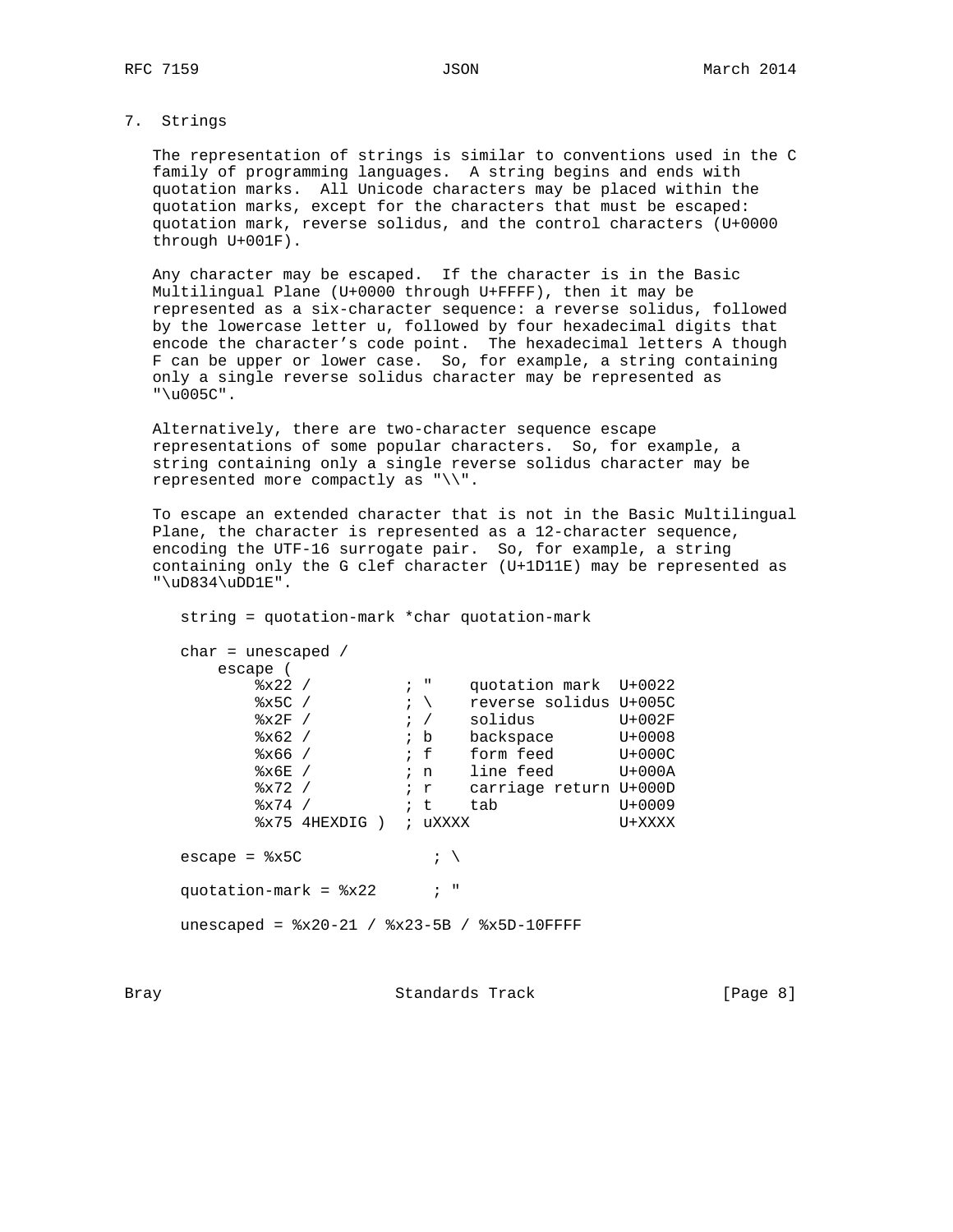## 7. Strings

The representation of strings is similar to conventions used in the C family of programming languages. A string begins and ends with quotation marks. All Unicode characters may be placed within the quotation marks, except for the characters that must be escaped: quotation mark, reverse solidus, and the control characters (U+0000 through U+001F).

Any character may be escaped. If the character is in the Basic Multilingual Plane (U+0000 through U+FFFF), then it may be represented as a six-character sequence: a reverse solidus, followed by the lowercase letter u, followed by four hexadecimal digits that encode the character's code point. The hexadecimal letters A though F can be upper or lower case. So, for example, a string containing only a single reverse solidus character may be represented as "\u005C".

Alternatively, there are two-character sequence escape representations of some popular characters. So, for example, a string containing only a single reverse solidus character may be represented more compactly as "\\".

To escape an extended character that is not in the Basic Multilingual Plane, the character is represented as a 12-character sequence, encoding the UTF-16 surrogate pair. So, for example, a string containing only the G clef character (U+1D11E) may be represented as "\uD834\uDD1E".

```
string = quotation-mark *char quotation-mark

char = unescaped /
    escape (
        %x22 /          ; "    quotation mark  U+0022
        %x5C /          ; \    reverse solidus U+005C
        %x2F /          ; /    solidus         U+002F
        %x62 /          ; b    backspace       U+0008
        %x66 /          ; f    form feed       U+000C
        %x6E /          ; n    line feed       U+000A
        %x72 /          ; r    carriage return U+000D
        %x74 /          ; t    tab             U+0009
        %x75 4HEXDIG )  ; uXXXX                U+XXXX

escape = %x5C              ; \

quotation-mark = %x22      ; "

unescaped = %x20-21 / %x23-5B / %x5D-10FFFF
```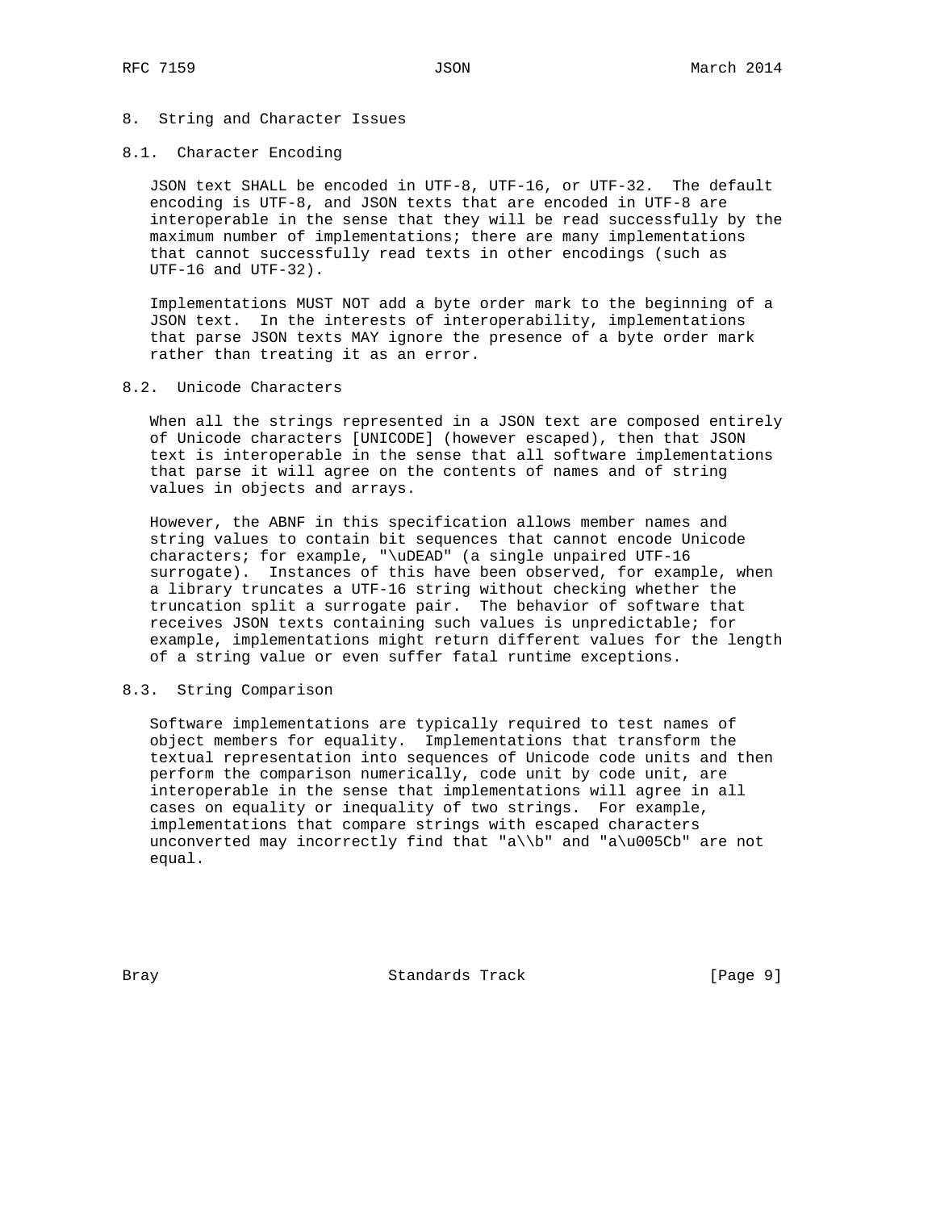## 8. String and Character Issues

### 8.1. Character Encoding

JSON text SHALL be encoded in UTF-8, UTF-16, or UTF-32. The default encoding is UTF-8, and JSON texts that are encoded in UTF-8 are interoperable in the sense that they will be read successfully by the maximum number of implementations; there are many implementations that cannot successfully read texts in other encodings (such as UTF-16 and UTF-32).

Implementations MUST NOT add a byte order mark to the beginning of a JSON text. In the interests of interoperability, implementations that parse JSON texts MAY ignore the presence of a byte order mark rather than treating it as an error.

### 8.2. Unicode Characters

When all the strings represented in a JSON text are composed entirely of Unicode characters [UNICODE] (however escaped), then that JSON text is interoperable in the sense that all software implementations that parse it will agree on the contents of names and of string values in objects and arrays.

However, the ABNF in this specification allows member names and string values to contain bit sequences that cannot encode Unicode characters; for example, "\uDEAD" (a single unpaired UTF-16 surrogate). Instances of this have been observed, for example, when a library truncates a UTF-16 string without checking whether the truncation split a surrogate pair. The behavior of software that receives JSON texts containing such values is unpredictable; for example, implementations might return different values for the length of a string value or even suffer fatal runtime exceptions.

### 8.3. String Comparison

Software implementations are typically required to test names of object members for equality. Implementations that transform the textual representation into sequences of Unicode code units and then perform the comparison numerically, code unit by code unit, are interoperable in the sense that implementations will agree in all cases on equality or inequality of two strings. For example, implementations that compare strings with escaped characters unconverted may incorrectly find that "a\\b" and "a\u005Cb" are not equal.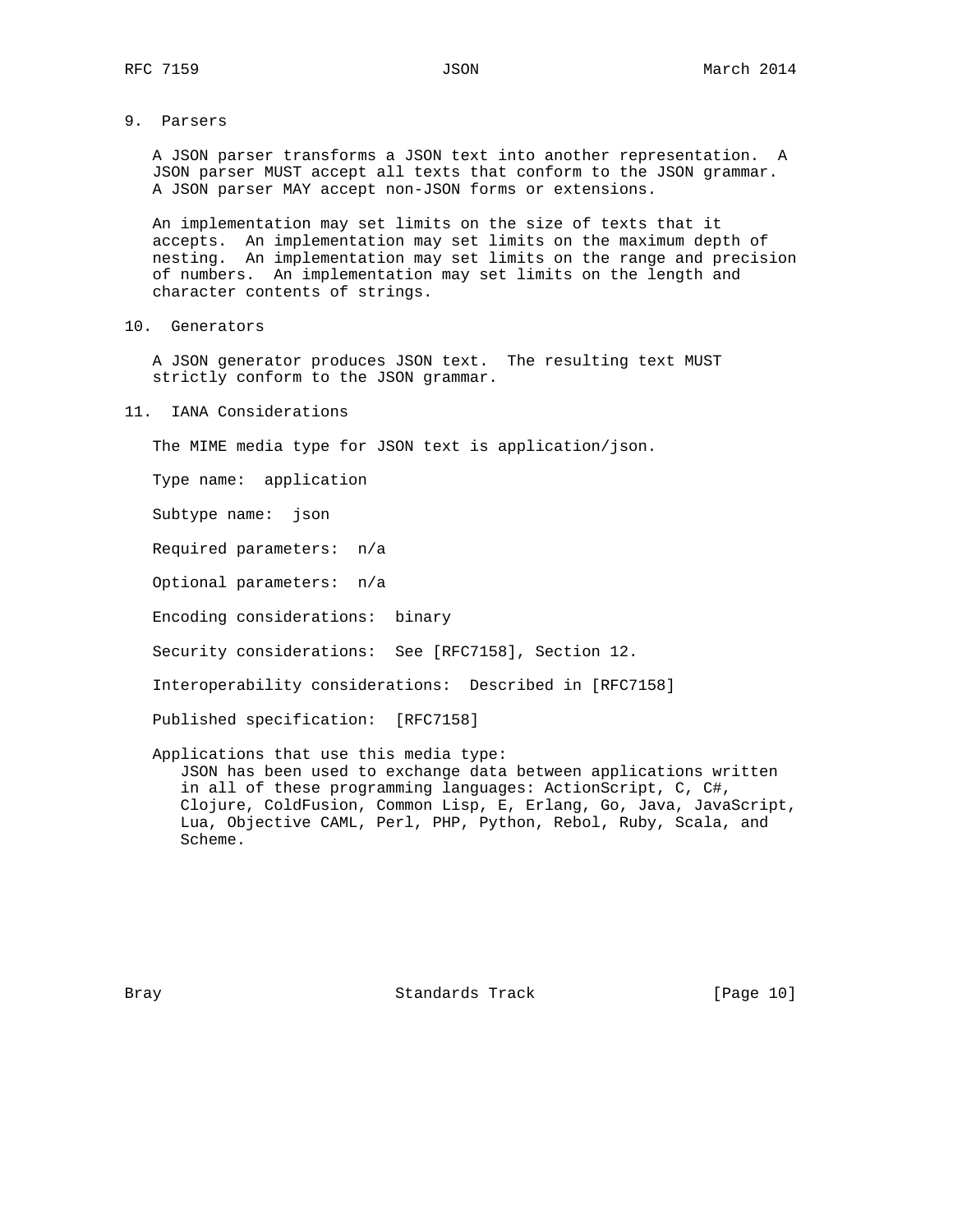## 9. Parsers

A JSON parser transforms a JSON text into another representation. A JSON parser MUST accept all texts that conform to the JSON grammar. A JSON parser MAY accept non-JSON forms or extensions.

An implementation may set limits on the size of texts that it accepts. An implementation may set limits on the maximum depth of nesting. An implementation may set limits on the range and precision of numbers. An implementation may set limits on the length and character contents of strings.

## 10. Generators

A JSON generator produces JSON text. The resulting text MUST strictly conform to the JSON grammar.

## 11. IANA Considerations

The MIME media type for JSON text is application/json.

Type name: application

Subtype name: json

Required parameters: n/a

Optional parameters: n/a

Encoding considerations: binary

Security considerations: See [RFC7158], Section 12.

Interoperability considerations: Described in [RFC7158]

Published specification: [RFC7158]

Applications that use this media type:
JSON has been used to exchange data between applications written in all of these programming languages: ActionScript, C, C#, Clojure, ColdFusion, Common Lisp, E, Erlang, Go, Java, JavaScript, Lua, Objective CAML, Perl, PHP, Python, Rebol, Ruby, Scala, and Scheme.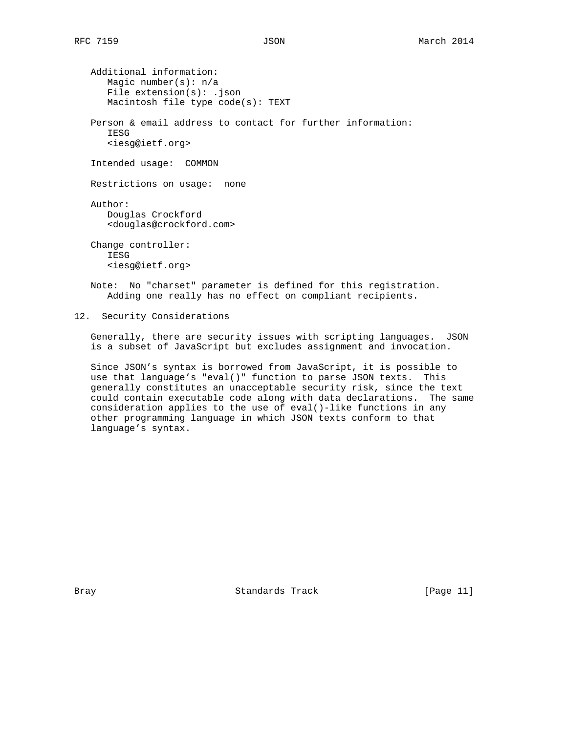Additional information:
  Magic number(s): n/a
  File extension(s): .json
  Macintosh file type code(s): TEXT

Person & email address to contact for further information:
  IESG
  <iesg@ietf.org>

Intended usage:  COMMON

Restrictions on usage:  none

Author:
  Douglas Crockford
  <douglas@crockford.com>

Change controller:
  IESG
  <iesg@ietf.org>

Note:  No "charset" parameter is defined for this registration.
  Adding one really has no effect on compliant recipients.

## 12. Security Considerations

Generally, there are security issues with scripting languages.  JSON is a subset of JavaScript but excludes assignment and invocation.

Since JSON's syntax is borrowed from JavaScript, it is possible to use that language's "eval()" function to parse JSON texts.  This generally constitutes an unacceptable security risk, since the text could contain executable code along with data declarations.  The same consideration applies to the use of eval()-like functions in any other programming language in which JSON texts conform to that language's syntax.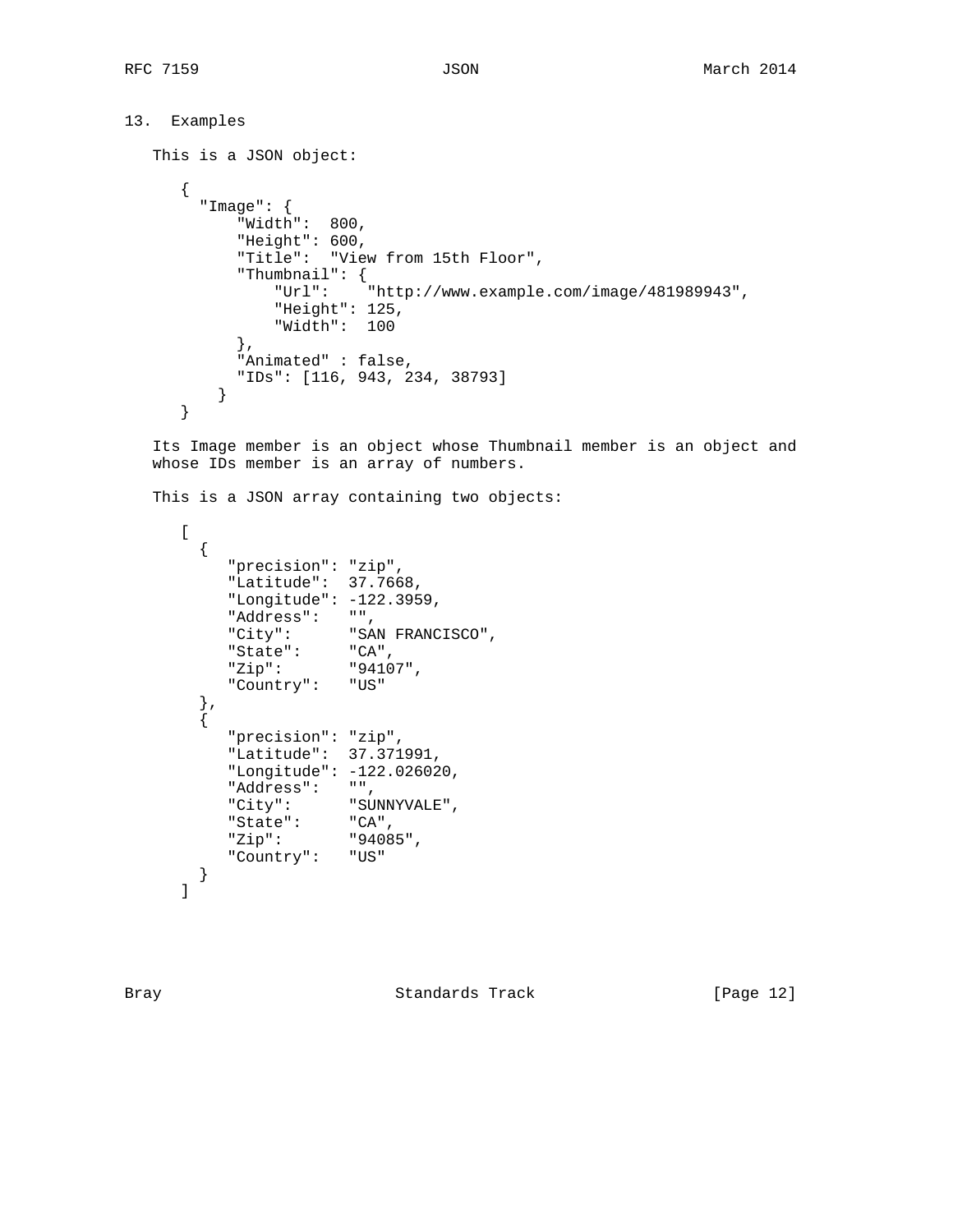## 13. Examples

This is a JSON object:

```
{
  "Image": {
      "Width":  800,
      "Height": 600,
      "Title":  "View from 15th Floor",
      "Thumbnail": {
          "Url":    "http://www.example.com/image/481989943",
          "Height": 125,
          "Width":  100
      },
      "Animated" : false,
      "IDs": [116, 943, 234, 38793]
    }
}
```

Its Image member is an object whose Thumbnail member is an object and whose IDs member is an array of numbers.

This is a JSON array containing two objects:

```
[
  {
     "precision": "zip",
     "Latitude":  37.7668,
     "Longitude": -122.3959,
     "Address":   "",
     "City":      "SAN FRANCISCO",
     "State":     "CA",
     "Zip":       "94107",
     "Country":   "US"
  },
  {
     "precision": "zip",
     "Latitude":  37.371991,
     "Longitude": -122.026020,
     "Address":   "",
     "City":      "SUNNYVALE",
     "State":     "CA",
     "Zip":       "94085",
     "Country":   "US"
  }
]
```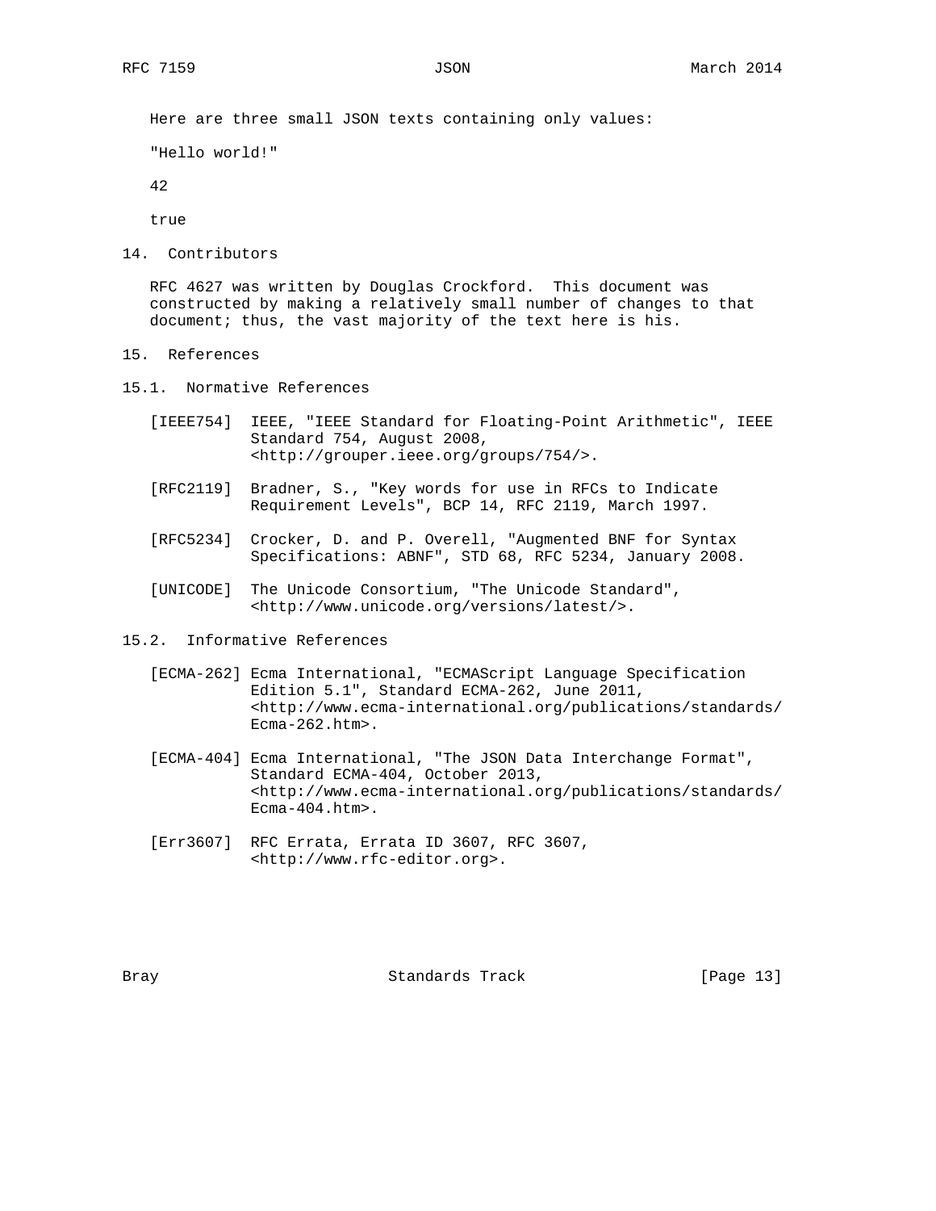Here are three small JSON texts containing only values:

```
"Hello world!"

42

true
```

## 14. Contributors

RFC 4627 was written by Douglas Crockford. This document was constructed by making a relatively small number of changes to that document; thus, the vast majority of the text here is his.

## 15. References

### 15.1. Normative References

[IEEE754] IEEE, "IEEE Standard for Floating-Point Arithmetic", IEEE Standard 754, August 2008, <http://grouper.ieee.org/groups/754/>.

[RFC2119] Bradner, S., "Key words for use in RFCs to Indicate Requirement Levels", BCP 14, RFC 2119, March 1997.

[RFC5234] Crocker, D. and P. Overell, "Augmented BNF for Syntax Specifications: ABNF", STD 68, RFC 5234, January 2008.

[UNICODE] The Unicode Consortium, "The Unicode Standard", <http://www.unicode.org/versions/latest/>.

### 15.2. Informative References

[ECMA-262] Ecma International, "ECMAScript Language Specification Edition 5.1", Standard ECMA-262, June 2011, <http://www.ecma-international.org/publications/standards/Ecma-262.htm>.

[ECMA-404] Ecma International, "The JSON Data Interchange Format", Standard ECMA-404, October 2013, <http://www.ecma-international.org/publications/standards/Ecma-404.htm>.

[Err3607] RFC Errata, Errata ID 3607, RFC 3607, <http://www.rfc-editor.org>.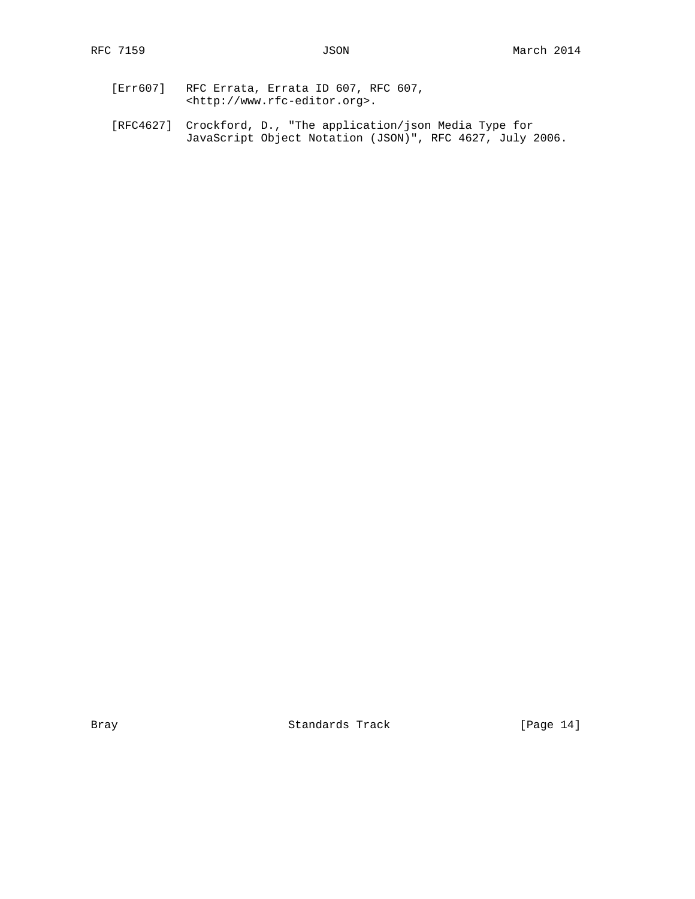[Err607] RFC Errata, Errata ID 607, RFC 607, <http://www.rfc-editor.org>.

[RFC4627] Crockford, D., "The application/json Media Type for JavaScript Object Notation (JSON)", RFC 4627, July 2006.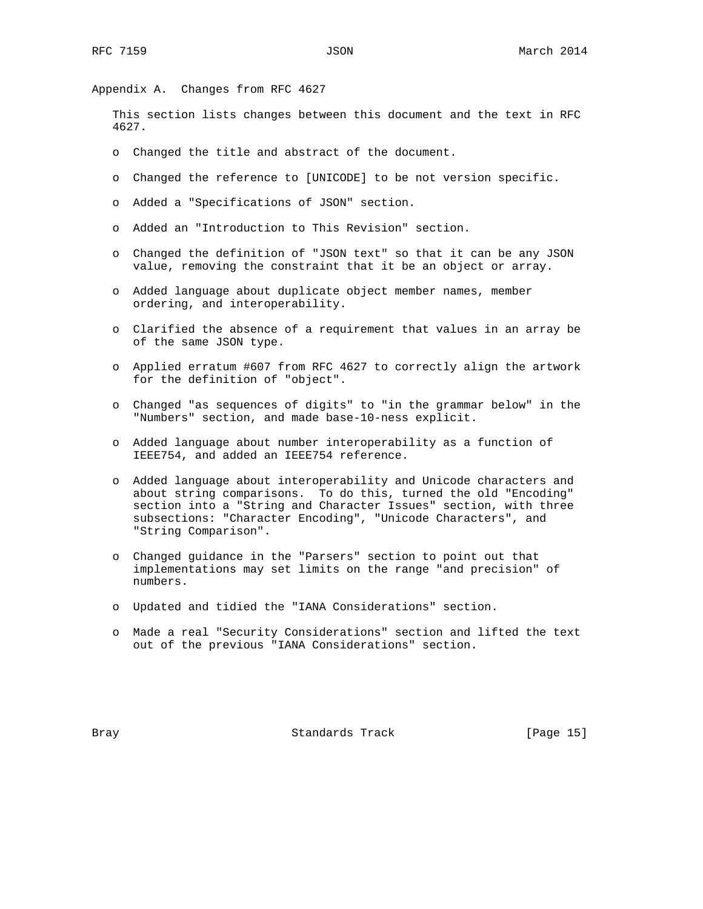## Appendix A. Changes from RFC 4627

This section lists changes between this document and the text in RFC 4627.

- Changed the title and abstract of the document.
- Changed the reference to [UNICODE] to be not version specific.
- Added a "Specifications of JSON" section.
- Added an "Introduction to This Revision" section.
- Changed the definition of "JSON text" so that it can be any JSON value, removing the constraint that it be an object or array.
- Added language about duplicate object member names, member ordering, and interoperability.
- Clarified the absence of a requirement that values in an array be of the same JSON type.
- Applied erratum #607 from RFC 4627 to correctly align the artwork for the definition of "object".
- Changed "as sequences of digits" to "in the grammar below" in the "Numbers" section, and made base-10-ness explicit.
- Added language about number interoperability as a function of IEEE754, and added an IEEE754 reference.
- Added language about interoperability and Unicode characters and about string comparisons. To do this, turned the old "Encoding" section into a "String and Character Issues" section, with three subsections: "Character Encoding", "Unicode Characters", and "String Comparison".
- Changed guidance in the "Parsers" section to point out that implementations may set limits on the range "and precision" of numbers.
- Updated and tidied the "IANA Considerations" section.
- Made a real "Security Considerations" section and lifted the text out of the previous "IANA Considerations" section.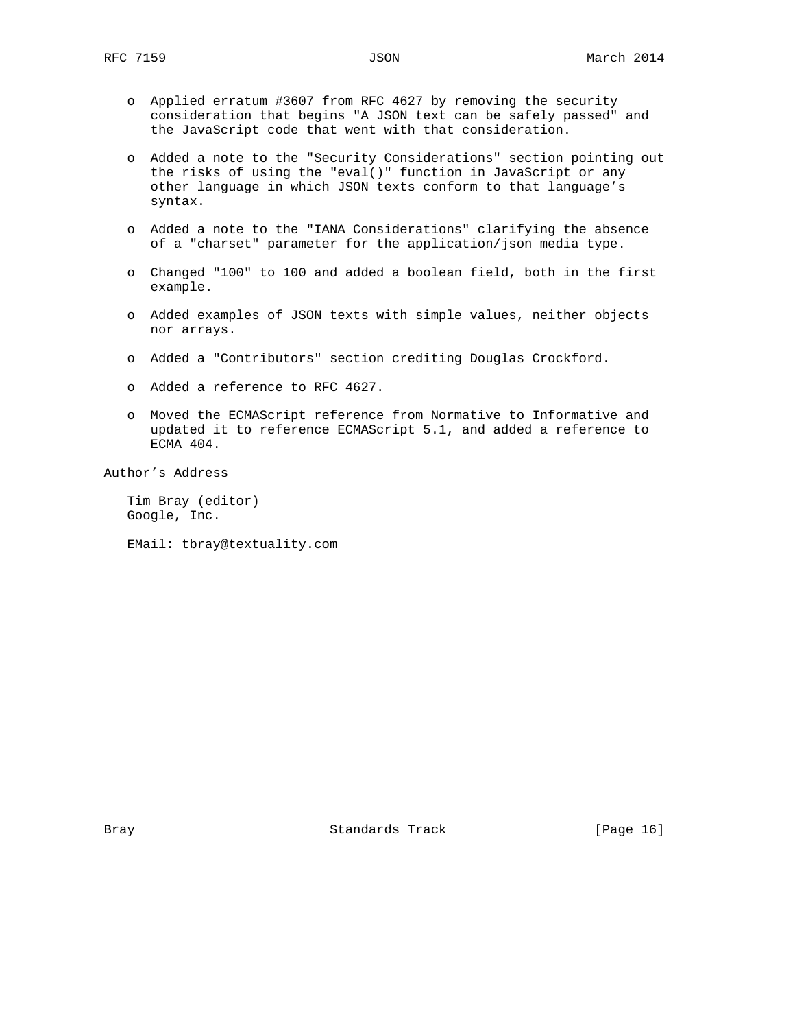- Applied erratum #3607 from RFC 4627 by removing the security consideration that begins "A JSON text can be safely passed" and the JavaScript code that went with that consideration.

- Added a note to the "Security Considerations" section pointing out the risks of using the "eval()" function in JavaScript or any other language in which JSON texts conform to that language's syntax.

- Added a note to the "IANA Considerations" clarifying the absence of a "charset" parameter for the application/json media type.

- Changed "100" to 100 and added a boolean field, both in the first example.

- Added examples of JSON texts with simple values, neither objects nor arrays.

- Added a "Contributors" section crediting Douglas Crockford.

- Added a reference to RFC 4627.

- Moved the ECMAScript reference from Normative to Informative and updated it to reference ECMAScript 5.1, and added a reference to ECMA 404.

## Author's Address

Tim Bray (editor)
Google, Inc.

EMail: tbray@textuality.com